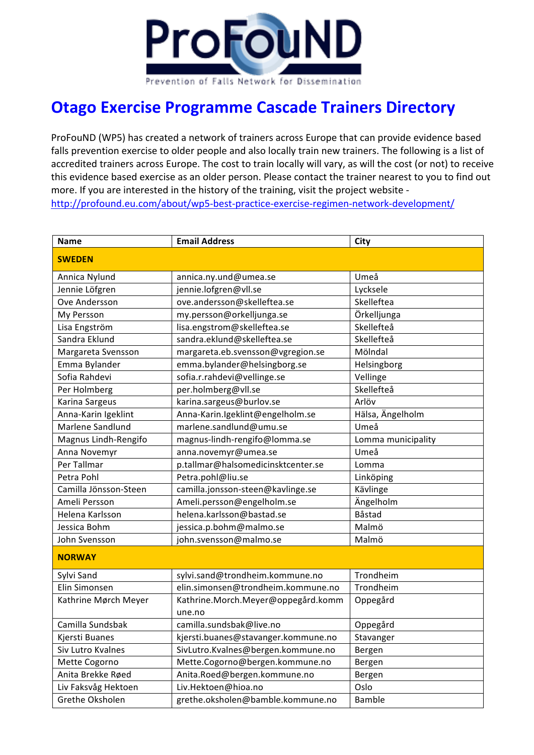ProFouND

Prevention of Falls Network for Dissemination

# Otago Exercise Programme Cascade Trainers Directory

ProFouND (WP5) has created a network of trainers across Europe that can provide evidence based falls prevention exercise to older people and also locally train new trainers. The following is a list of accredited trainers across Europe. The cost to train locally will vary, as will the cost (or not) to receive this evidence based exercise as an older person. Please contact the trainer nearest to you to find out more. If you are interested in the history of the training, visit the project website - http://profound.eu.com/about/wp5-best-practice-exercise-regimen-network-development/

| Name | Email Address | City |
|---|---|---|
| **SWEDEN** | | |
| Annica Nylund | annica.ny.und@umea.se | Umeå |
| Jennie Löfgren | jennie.lofgren@vll.se | Lycksele |
| Ove Andersson | ove.andersson@skelleftea.se | Skelleftea |
| My Persson | my.persson@orkelljunga.se | Örkelljunga |
| Lisa Engström | lisa.engstrom@skelleftea.se | Skellefteå |
| Sandra Eklund | sandra.eklund@skelleftea.se | Skellefteå |
| Margareta Svensson | margareta.eb.svensson@vgregion.se | Mölndal |
| Emma Bylander | emma.bylander@helsingborg.se | Helsingborg |
| Sofia Rahdevi | sofia.r.rahdevi@vellinge.se | Vellinge |
| Per Holmberg | per.holmberg@vll.se | Skellefteå |
| Karina Sargeus | karina.sargeus@burlov.se | Arlöv |
| Anna-Karin Igeklint | Anna-Karin.Igeklint@engelholm.se | Hälsa, Ängelholm |
| Marlene Sandlund | marlene.sandlund@umu.se | Umeå |
| Magnus Lindh-Rengifo | magnus-lindh-rengifo@lomma.se | Lomma municipality |
| Anna Novemyr | anna.novemyr@umea.se | Umeå |
| Per Tallmar | p.tallmar@halsomedicinsktcenter.se | Lomma |
| Petra Pohl | Petra.pohl@liu.se | Linköping |
| Camilla Jönsson-Steen | camilla.jonsson-steen@kavlinge.se | Kävlinge |
| Ameli Persson | Ameli.persson@engelholm.se | Ängelholm |
| Helena Karlsson | helena.karlsson@bastad.se | Båstad |
| Jessica Bohm | jessica.p.bohm@malmo.se | Malmö |
| John Svensson | john.svensson@malmo.se | Malmö |
| **NORWAY** | | |
| Sylvi Sand | sylvi.sand@trondheim.kommune.no | Trondheim |
| Elin Simonsen | elin.simonsen@trondheim.kommune.no | Trondheim |
| Kathrine Mørch Meyer | Kathrine.Morch.Meyer@oppegård.kommune.no | Oppegård |
| Camilla Sundsbak | camilla.sundsbak@live.no | Oppegård |
| Kjersti Buanes | kjersti.buanes@stavanger.kommune.no | Stavanger |
| Siv Lutro Kvalnes | SivLutro.Kvalnes@bergen.kommune.no | Bergen |
| Mette Cogorno | Mette.Cogorno@bergen.kommune.no | Bergen |
| Anita Brekke Røed | Anita.Roed@bergen.kommune.no | Bergen |
| Liv Faksvåg Hektoen | Liv.Hektoen@hioa.no | Oslo |
| Grethe Oksholen | grethe.oksholen@bamble.kommune.no | Bamble |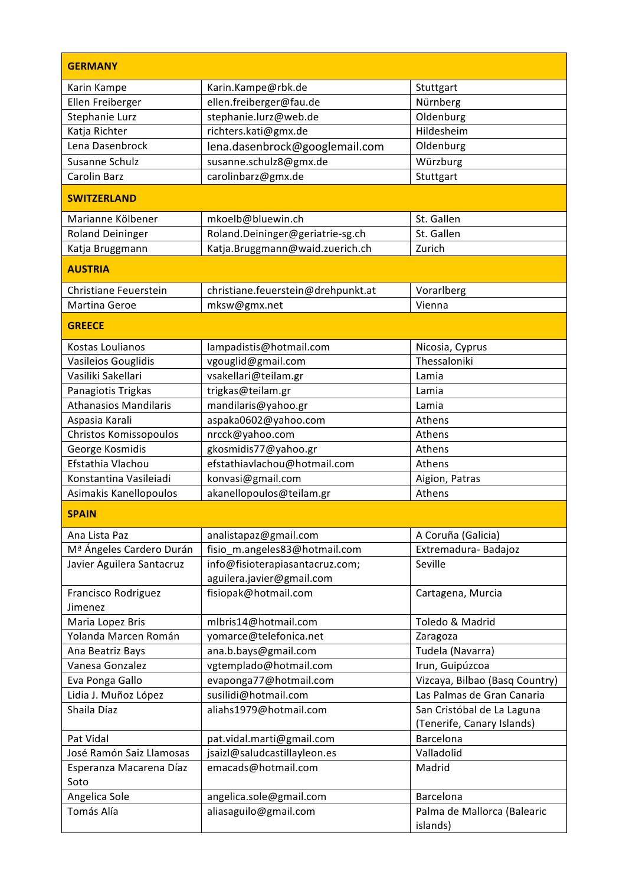| GERMANY | | |
|---|---|---|
| Karin Kampe | Karin.Kampe@rbk.de | Stuttgart |
| Ellen Freiberger | ellen.freiberger@fau.de | Nürnberg |
| Stephanie Lurz | stephanie.lurz@web.de | Oldenburg |
| Katja Richter | richters.kati@gmx.de | Hildesheim |
| Lena Dasenbrock | lena.dasenbrock@googlemail.com | Oldenburg |
| Susanne Schulz | susanne.schulz8@gmx.de | Würzburg |
| Carolin Barz | carolinbarz@gmx.de | Stuttgart |
| **SWITZERLAND** | | |
| Marianne Kölbener | mkoelb@bluewin.ch | St. Gallen |
| Roland Deininger | Roland.Deininger@geriatrie-sg.ch | St. Gallen |
| Katja Bruggmann | Katja.Bruggmann@waid.zuerich.ch | Zurich |
| **AUSTRIA** | | |
| Christiane Feuerstein | christiane.feuerstein@drehpunkt.at | Vorarlberg |
| Martina Geroe | mksw@gmx.net | Vienna |
| **GREECE** | | |
| Kostas Loulianos | lampadistis@hotmail.com | Nicosia, Cyprus |
| Vasileios Gouglidis | vgouglid@gmail.com | Thessaloniki |
| Vasiliki Sakellari | vsakellari@teilam.gr | Lamia |
| Panagiotis Trigkas | trigkas@teilam.gr | Lamia |
| Athanasios Mandilaris | mandilaris@yahoo.gr | Lamia |
| Aspasia Karali | aspaka0602@yahoo.com | Athens |
| Christos Komissopoulos | nrcck@yahoo.com | Athens |
| George Kosmidis | gkosmidis77@yahoo.gr | Athens |
| Efstathia Vlachou | efstathiavlachou@hotmail.com | Athens |
| Konstantina Vasileiadi | konvasi@gmail.com | Aigion, Patras |
| Asimakis Kanellopoulos | akanellopoulos@teilam.gr | Athens |
| **SPAIN** | | |
| Ana Lista Paz | analistapaz@gmail.com | A Coruña (Galicia) |
| Mª Ángeles Cardero Durán | fisio_m.angeles83@hotmail.com | Extremadura- Badajoz |
| Javier Aguilera Santacruz | info@fisioterapiasantacruz.com; aguilera.javier@gmail.com | Seville |
| Francisco Rodriguez Jimenez | fisiopak@hotmail.com | Cartagena, Murcia |
| Maria Lopez Bris | mlbris14@hotmail.com | Toledo & Madrid |
| Yolanda Marcen Román | yomarce@telefonica.net | Zaragoza |
| Ana Beatriz Bays | ana.b.bays@gmail.com | Tudela (Navarra) |
| Vanesa Gonzalez | vgtemplado@hotmail.com | Irun, Guipúzcoa |
| Eva Ponga Gallo | evaponga77@hotmail.com | Vizcaya, Bilbao (Basq Country) |
| Lidia J. Muñoz López | susilidi@hotmail.com | Las Palmas de Gran Canaria |
| Shaila Díaz | aliahs1979@hotmail.com | San Cristóbal de La Laguna (Tenerife, Canary Islands) |
| Pat Vidal | pat.vidal.marti@gmail.com | Barcelona |
| José Ramón Saiz Llamosas | jsaizl@saludcastillayleon.es | Valladolid |
| Esperanza Macarena Díaz Soto | emacads@hotmail.com | Madrid |
| Angelica Sole | angelica.sole@gmail.com | Barcelona |
| Tomás Alía | aliasaguilo@gmail.com | Palma de Mallorca (Balearic islands) |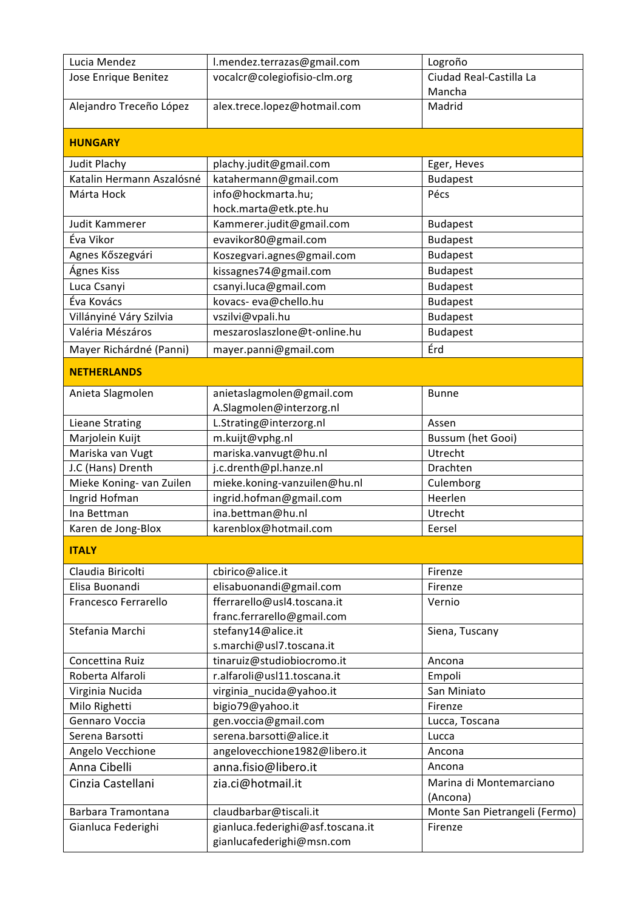| | | |
|---|---|---|
| Lucia Mendez | l.mendez.terrazas@gmail.com | Logroño |
| Jose Enrique Benitez | vocalcr@colegiofisio-clm.org | Ciudad Real-Castilla La Mancha |
| Alejandro Treceño López | alex.trece.lopez@hotmail.com | Madrid |
| **HUNGARY** | | |
| Judit Plachy | plachy.judit@gmail.com | Eger, Heves |
| Katalin Hermann Aszalósné | katahermann@gmail.com | Budapest |
| Márta Hock | info@hockmarta.hu; hock.marta@etk.pte.hu | Pécs |
| Judit Kammerer | Kammerer.judit@gmail.com | Budapest |
| Éva Vikor | evavikor80@gmail.com | Budapest |
| Agnes Kőszegvári | Koszegvari.agnes@gmail.com | Budapest |
| Ágnes Kiss | kissagnes74@gmail.com | Budapest |
| Luca Csanyi | csanyi.luca@gmail.com | Budapest |
| Éva Kovács | kovacs- eva@chello.hu | Budapest |
| Villányiné Váry Szilvia | vszilvi@vpali.hu | Budapest |
| Valéria Mészáros | meszaroslaszlone@t-online.hu | Budapest |
| Mayer Richárdné (Panni) | mayer.panni@gmail.com | Érd |
| **NETHERLANDS** | | |
| Anieta Slagmolen | anietaslagmolen@gmail.com A.Slagmolen@interzorg.nl | Bunne |
| Lieane Strating | L.Strating@interzorg.nl | Assen |
| Marjolein Kuijt | m.kuijt@vphg.nl | Bussum (het Gooi) |
| Mariska van Vugt | mariska.vanvugt@hu.nl | Utrecht |
| J.C (Hans) Drenth | j.c.drenth@pl.hanze.nl | Drachten |
| Mieke Koning- van Zuilen | mieke.koning-vanzuilen@hu.nl | Culemborg |
| Ingrid Hofman | ingrid.hofman@gmail.com | Heerlen |
| Ina Bettman | ina.bettman@hu.nl | Utrecht |
| Karen de Jong-Blox | karenblox@hotmail.com | Eersel |
| **ITALY** | | |
| Claudia Biricolti | cbirico@alice.it | Firenze |
| Elisa Buonandi | elisabuonandi@gmail.com | Firenze |
| Francesco Ferrarello | fferrarello@usl4.toscana.it franc.ferrarello@gmail.com | Vernio |
| Stefania Marchi | stefany14@alice.it s.marchi@usl7.toscana.it | Siena, Tuscany |
| Concettina Ruiz | tinaruiz@studiobiocromo.it | Ancona |
| Roberta Alfaroli | r.alfaroli@usl11.toscana.it | Empoli |
| Virginia Nucida | virginia_nucida@yahoo.it | San Miniato |
| Milo Righetti | bigio79@yahoo.it | Firenze |
| Gennaro Voccia | gen.voccia@gmail.com | Lucca, Toscana |
| Serena Barsotti | serena.barsotti@alice.it | Lucca |
| Angelo Vecchione | angelovecchione1982@libero.it | Ancona |
| Anna Cibelli | anna.fisio@libero.it | Ancona |
| Cinzia Castellani | zia.ci@hotmail.it | Marina di Montemarciano (Ancona) |
| Barbara Tramontana | claudbarbar@tiscali.it | Monte San Pietrangeli (Fermo) |
| Gianluca Federighi | gianluca.federighi@asf.toscana.it gianlucafederighi@msn.com | Firenze |